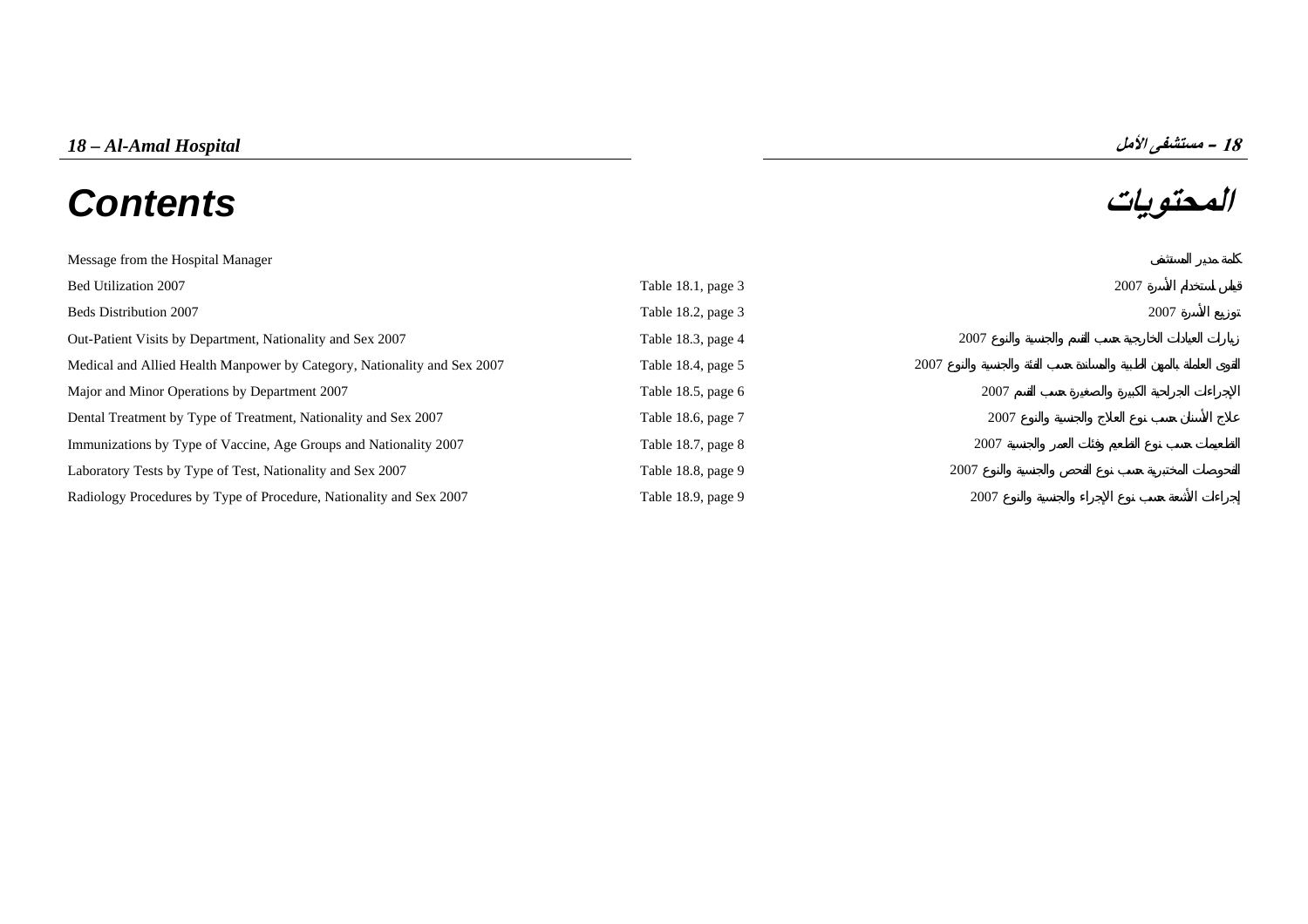# 18 – Al-Amal Hospital

# 18 – مستشفى الأمل

# Contents

# المحتويات

| Contents | Table | المحتويات |
|---|---|---|
| Message from the Hospital Manager | | كلمة مدير المستشفى |
| Bed Utilization 2007 | Table 18.1, page 3 | قياس استخدام الأسرة 2007 |
| Beds Distribution 2007 | Table 18.2, page 3 | توزيع الأسرة 2007 |
| Out-Patient Visits by Department, Nationality and Sex 2007 | Table 18.3, page 4 | زيارات العيادات الخارجية حسب القسم والجنسية والنوع 2007 |
| Medical and Allied Health Manpower by Category, Nationality and Sex 2007 | Table 18.4, page 5 | القوى العاملة بالمهن الطبية والمساندة حسب الفئة والجنسية والنوع 2007 |
| Major and Minor Operations by Department 2007 | Table 18.5, page 6 | الإجراءات الجراحية الكبيرة والصغيرة حسب القسم 2007 |
| Dental Treatment by Type of Treatment, Nationality and Sex 2007 | Table 18.6, page 7 | علاج الأسنان حسب نوع العلاج والجنسية والنوع 2007 |
| Immunizations by Type of Vaccine, Age Groups and Nationality 2007 | Table 18.7, page 8 | التطعيمات حسب نوع الطعم وفئات العمر والجنسية 2007 |
| Laboratory Tests by Type of Test, Nationality and Sex 2007 | Table 18.8, page 9 | الفحوصات المختبرية حسب نوع الفحص والجنسية والنوع 2007 |
| Radiology Procedures by Type of Procedure, Nationality and Sex 2007 | Table 18.9, page 9 | إجراءات الأشعة حسب نوع الإجراء والجنسية والنوع 2007 |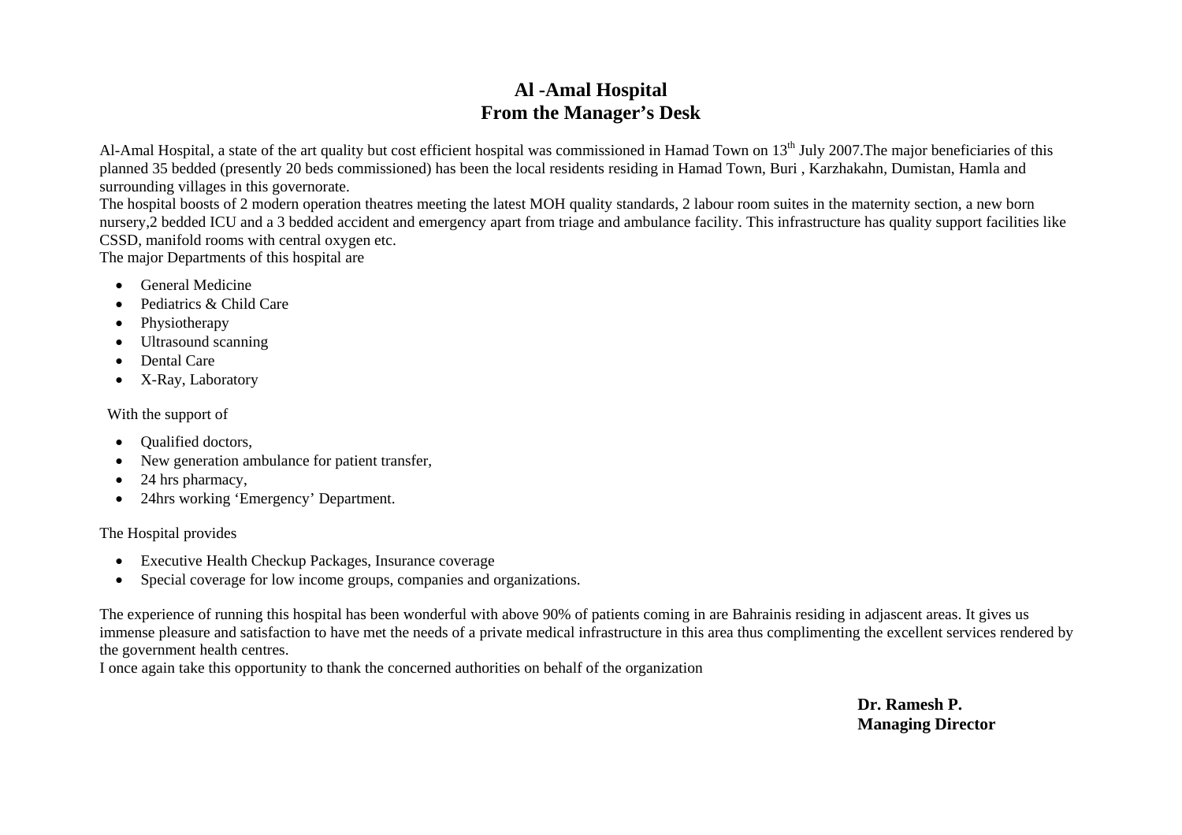# Al -Amal Hospital
## From the Manager's Desk

Al-Amal Hospital, a state of the art quality but cost efficient hospital was commissioned in Hamad Town on 13th July 2007.The major beneficiaries of this planned 35 bedded (presently 20 beds commissioned) has been the local residents residing in Hamad Town, Buri , Karzhakahn, Dumistan, Hamla and surrounding villages in this governorate.

The hospital boosts of 2 modern operation theatres meeting the latest MOH quality standards, 2 labour room suites in the maternity section, a new born nursery,2 bedded ICU and a 3 bedded accident and emergency apart from triage and ambulance facility. This infrastructure has quality support facilities like CSSD, manifold rooms with central oxygen etc.

The major Departments of this hospital are

- General Medicine
- Pediatrics & Child Care
- Physiotherapy
- Ultrasound scanning
- Dental Care
- X-Ray, Laboratory

With the support of

- Qualified doctors,
- New generation ambulance for patient transfer,
- 24 hrs pharmacy,
- 24hrs working 'Emergency' Department.

The Hospital provides

- Executive Health Checkup Packages, Insurance coverage
- Special coverage for low income groups, companies and organizations.

The experience of running this hospital has been wonderful with above 90% of patients coming in are Bahrainis residing in adjascent areas. It gives us immense pleasure and satisfaction to have met the needs of a private medical infrastructure in this area thus complimenting the excellent services rendered by the government health centres.

I once again take this opportunity to thank the concerned authorities on behalf of the organization

**Dr. Ramesh P.**
**Managing Director**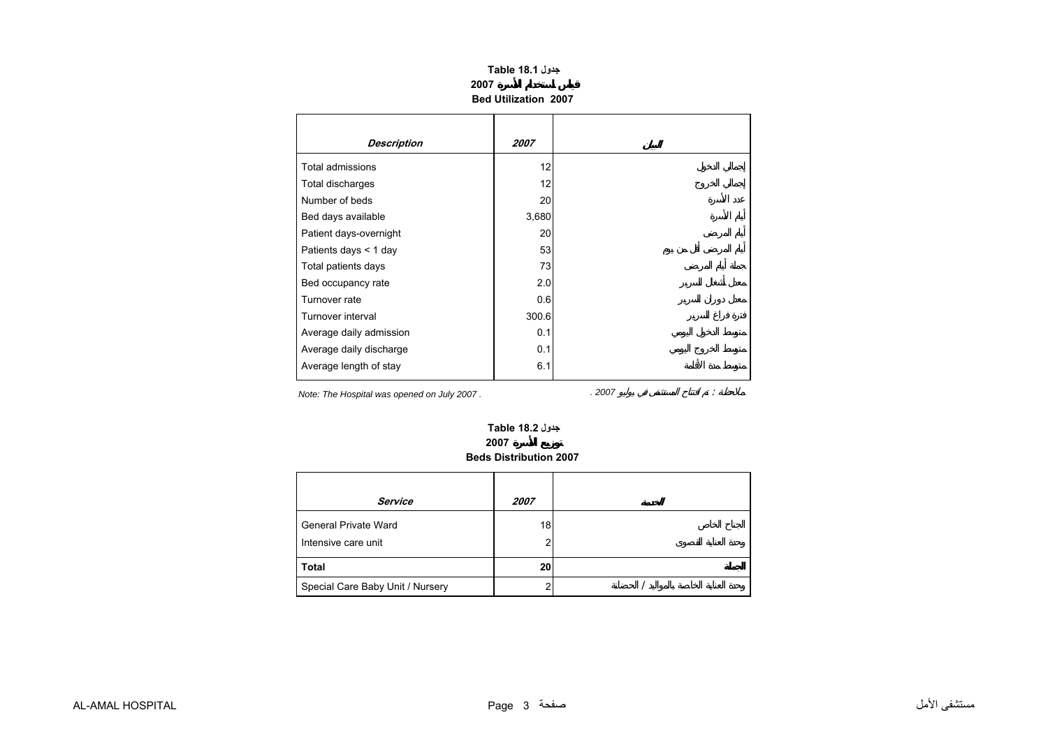**Table 18.1 جدول**

**2007 قياس استخدام الأسرة**

**Bed Utilization 2007**

| *Description* | *2007* | البيان |
|---|---|---|
| Total admissions | 12 | إجمالي الدخول |
| Total discharges | 12 | إجمالي الخروج |
| Number of beds | 20 | عدد الأسرة |
| Bed days available | 3,680 | أيام الأسرة |
| Patient days-overnight | 20 | أيام المرضى |
| Patients days < 1 day | 53 | أيام المرضى أقل من يوم |
| Total patients days | 73 | جملة أيام المرضى |
| Bed occupancy rate | 2.0 | معدل أشغال السرير |
| Turnover rate | 0.6 | معدل دوران السرير |
| Turnover interval | 300.6 | فترة فراغ السرير |
| Average daily admission | 0.1 | متوسط الدخول اليومي |
| Average daily discharge | 0.1 | متوسط الخروج اليومي |
| Average length of stay | 6.1 | متوسط مدة الأقامة |

*Note: The Hospital was opened on July 2007 .*

ملاحظة : تم افتتاح المستشفى في يوليو 2007 .

**Table 18.2 جدول**

**2007 توزيع الأسرة**

**Beds Distribution 2007**

| *Service* | *2007* | الخدمة |
|---|---|---|
| General Private Ward | 18 | الجناح الخاص |
| Intensive care unit | 2 | وحدة العناية القصوى |
| **Total** | **20** | **الجملة** |
| Special Care Baby Unit / Nursery | 2 | وحدة العناية الخاصة بالمواليد / الحضانة |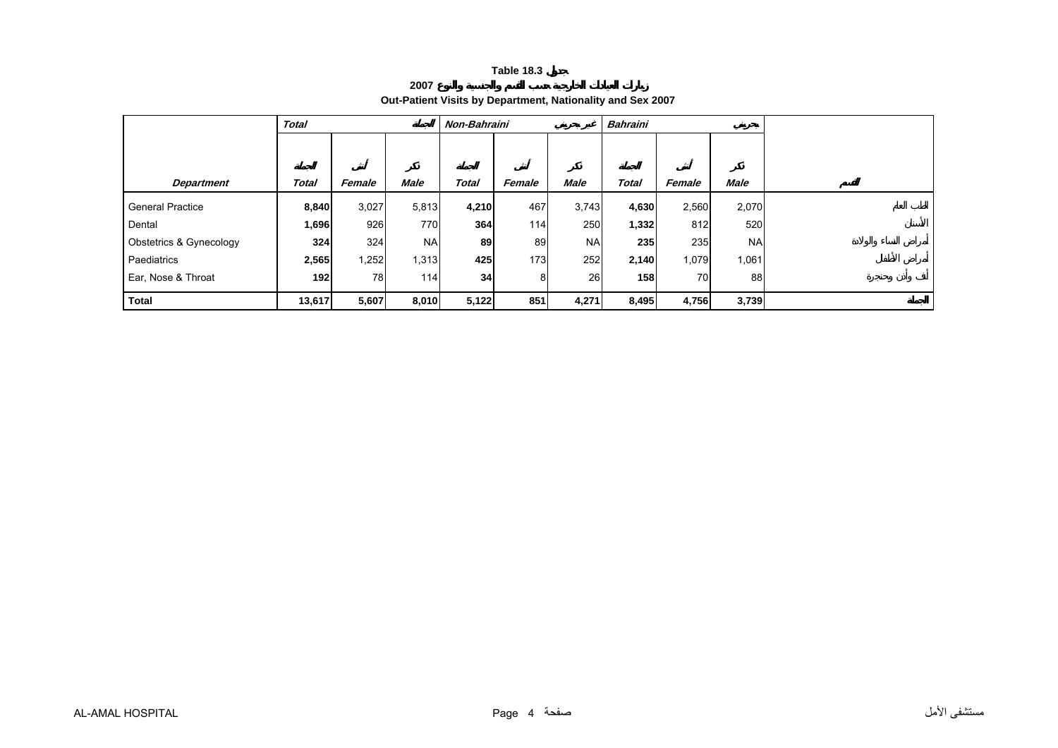**Table 18.3 جدول**

**2007 زيارات العيادات الخارجية حسب القسم والجنسية والنوع**

**Out-Patient Visits by Department, Nationality and Sex 2007**

| | *Total* | | *الجملة* | *Non-Bahraini* | | *غير بحريني* | *Bahraini* | | *بحريني* | |
|---|---|---|---|---|---|---|---|---|---|---|
| ***Department*** | *الجملة* ***Total*** | *أنثى* ***Female*** | *ذكر* ***Male*** | *الجملة* ***Total*** | *أنثى* ***Female*** | *ذكر* ***Male*** | *الجملة* ***Total*** | *أنثى* ***Female*** | *ذكر* ***Male*** | ***القسم*** |
| General Practice | **8,840** | 3,027 | 5,813 | **4,210** | 467 | 3,743 | **4,630** | 2,560 | 2,070 | الطب العام |
| Dental | **1,696** | 926 | 770 | **364** | 114 | 250 | **1,332** | 812 | 520 | الأسنان |
| Obstetrics & Gynecology | **324** | 324 | NA | **89** | 89 | NA | **235** | 235 | NA | أمراض النساء والولادة |
| Paediatrics | **2,565** | 1,252 | 1,313 | **425** | 173 | 252 | **2,140** | 1,079 | 1,061 | أمراض الأطفال |
| Ear, Nose & Throat | **192** | 78 | 114 | **34** | 8 | 26 | **158** | 70 | 88 | أنف وأذن وحنجرة |
| **Total** | **13,617** | **5,607** | **8,010** | **5,122** | **851** | **4,271** | **8,495** | **4,756** | **3,739** | **الجملة** |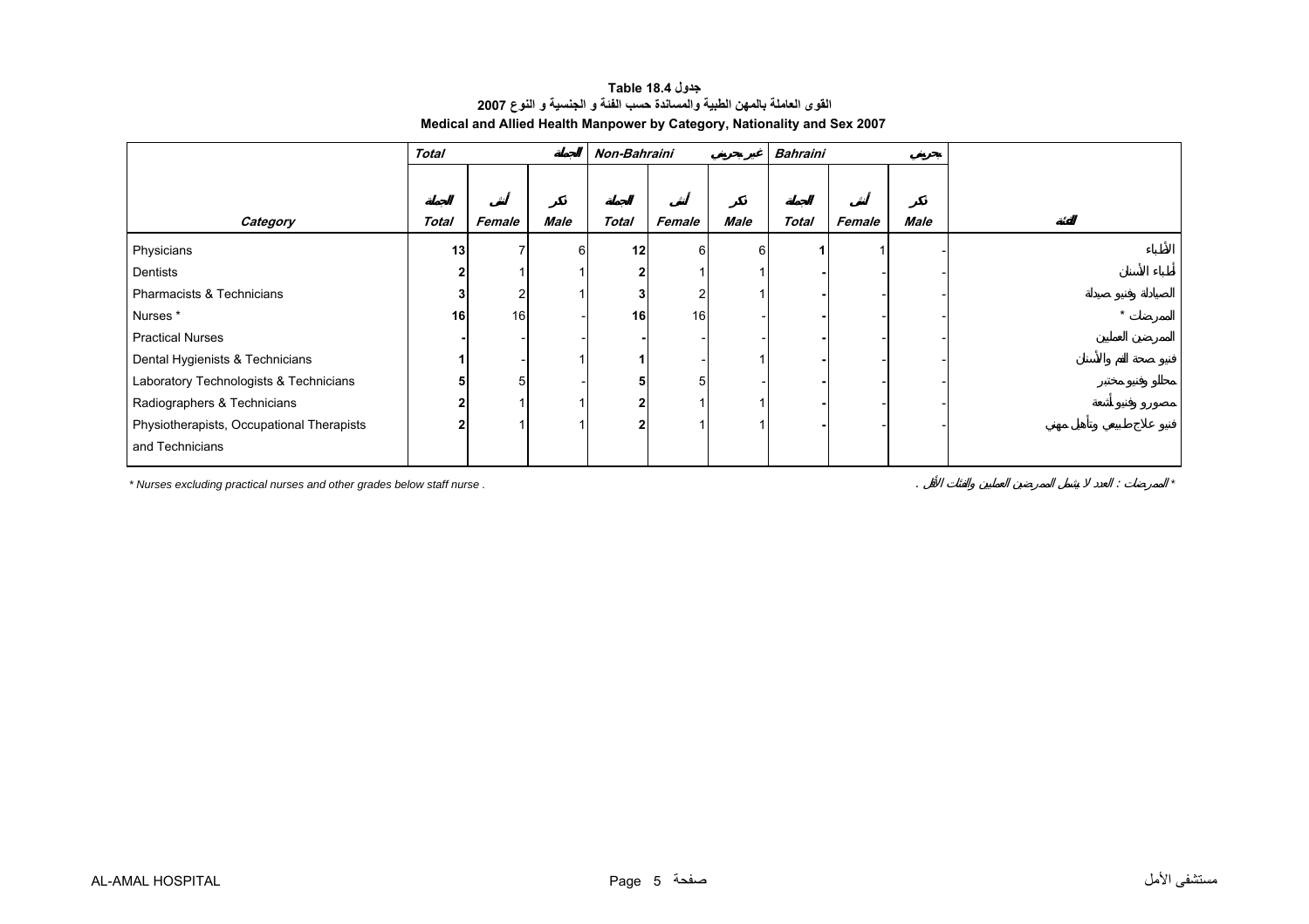**جدول Table 18.4**

**القوى العاملة بالمهن الطبية والمساندة حسب الفئة و الجنسية و النوع 2007**

**Medical and Allied Health Manpower by Category, Nationality and Sex 2007**

| | Total | | الجملة | Non-Bahraini | | غير بحريني | Bahraini | | بحريني | |
|---|---|---|---|---|---|---|---|---|---|---|
| | الجملة | أنثى | ذكر | الجملة | أنثى | ذكر | الجملة | أنثى | ذكر | |
| **Category** | **Total** | **Female** | **Male** | **Total** | **Female** | **Male** | **Total** | **Female** | **Male** | **الفئة** |
| Physicians | 13 | 7 | 6 | 12 | 6 | 6 | 1 | 1 | - | الأطباء |
| Dentists | 2 | 1 | 1 | 2 | 1 | 1 | - | - | - | أطباء الأسنان |
| Pharmacists & Technicians | 3 | 2 | 1 | 3 | 2 | 1 | - | - | - | الصيادلة وفنيو صيدلة |
| Nurses * | 16 | 16 | - | 16 | 16 | - | - | - | - | الممرضات * |
| Practical Nurses | - | - | - | - | - | - | - | - | - | الممرضين العمليين |
| Dental Hygienists & Technicians | 1 | - | 1 | 1 | - | 1 | - | - | - | فنيو صحة الفم والأسنان |
| Laboratory Technologists & Technicians | 5 | 5 | - | 5 | 5 | - | - | - | - | محللو وفنيو مختبر |
| Radiographers & Technicians | 2 | 1 | 1 | 2 | 1 | 1 | - | - | - | مصورو وفنيو أشعة |
| Physiotherapists, Occupational Therapists and Technicians | 2 | 1 | 1 | 2 | 1 | 1 | - | - | - | فنيو علاج طبيعي وتأهيل مهني |

* Nurses excluding practical nurses and other grades below staff nurse .

* الممرضات : العدد لا يشمل الممرضين العمليين والفئات الأقل .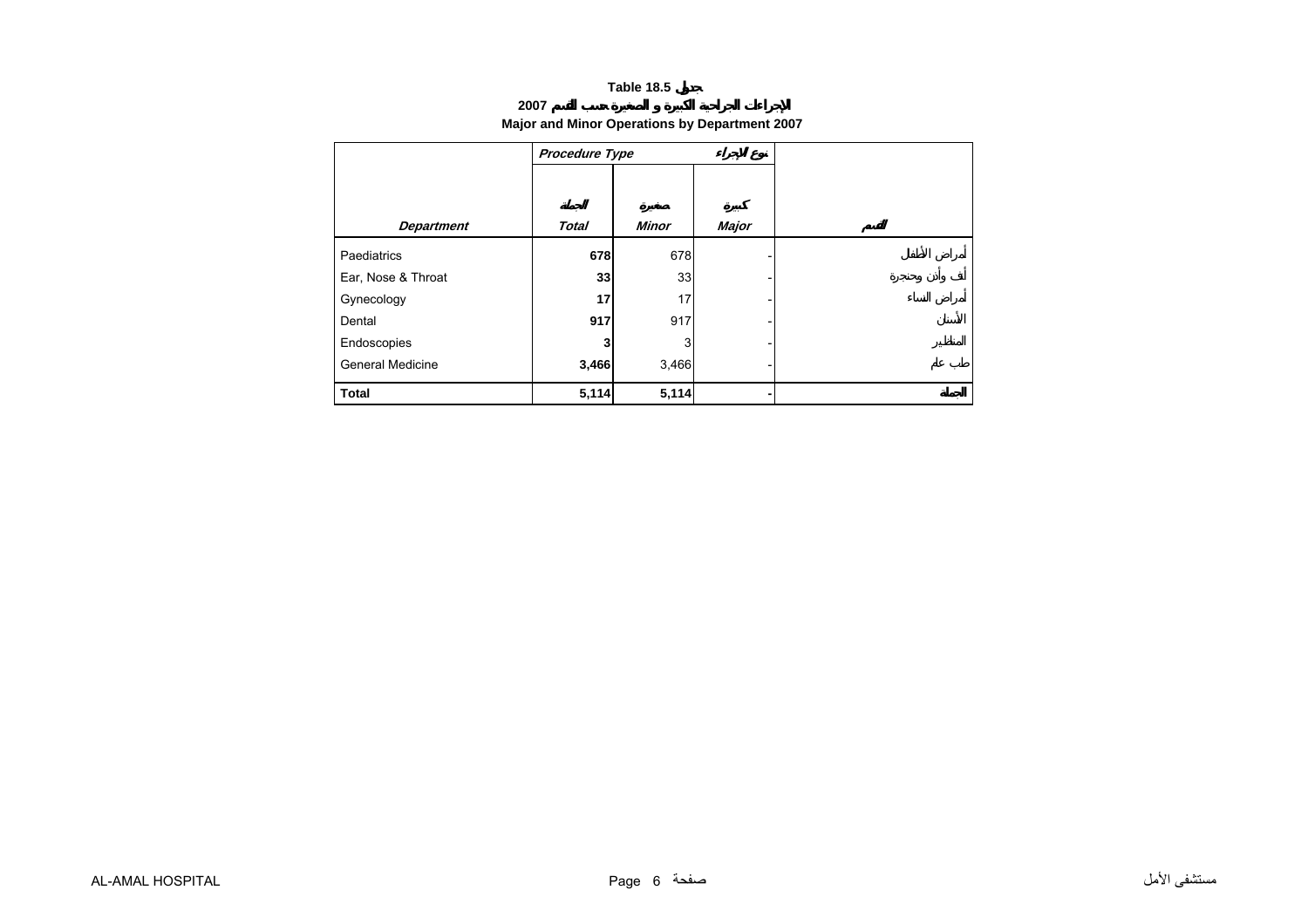**Table 18.5 جدول**

**2007 الإجراءات الجراحية الكبيرة و الصغيرة حسب القسم**

**Major and Minor Operations by Department 2007**

| | *Procedure Type* | | نوع الإجراء | |
|---|---|---|---|---|
| ***Department*** | الجملة ***Total*** | صغيرة ***Minor*** | كبيرة ***Major*** | القسم |
| Paediatrics | **678** | 678 | - | أمراض الأطفال |
| Ear, Nose & Throat | **33** | 33 | - | أنف وأذن وحنجرة |
| Gynecology | **17** | 17 | - | أمراض النساء |
| Dental | **917** | 917 | - | الأسنان |
| Endoscopies | **3** | 3 | - | المناظير |
| General Medicine | **3,466** | 3,466 | - | طب عام |
| **Total** | **5,114** | **5,114** | **-** | **الجملة** |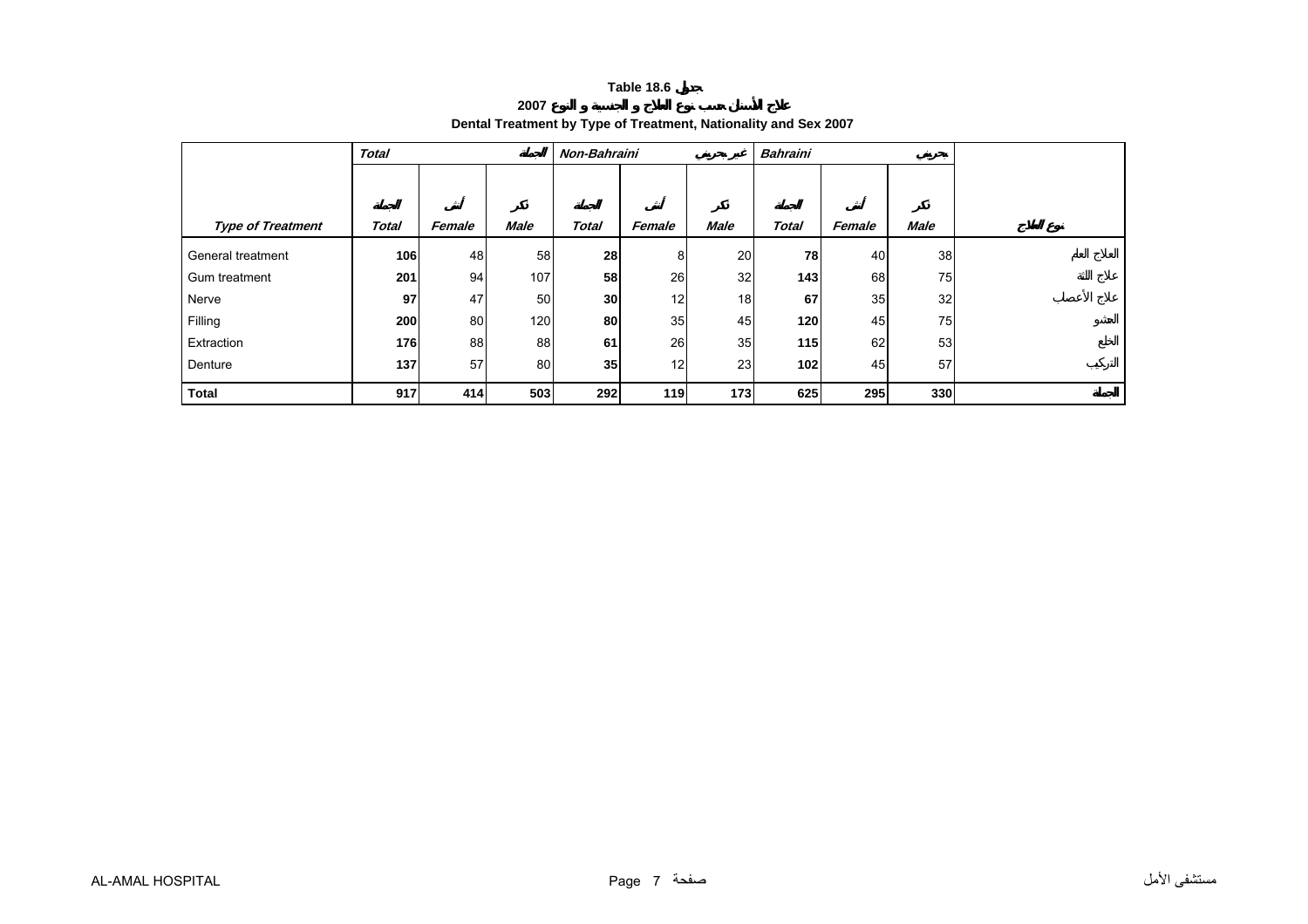**Table 18.6 جدول**

**2007 علاج الأسنان حسب نوع العلاج و الجنسية و النوع**

**Dental Treatment by Type of Treatment, Nationality and Sex 2007**

| | *Total* الجملة | | | *Non-Bahraini* غير بحريني | | | *Bahraini* بحريني | | | |
|---|---|---|---|---|---|---|---|---|---|---|
| ***Type of Treatment*** | ***Total*** الجملة | ***Female*** أنثى | ***Male*** ذكر | ***Total*** الجملة | ***Female*** أنثى | ***Male*** ذكر | ***Total*** الجملة | ***Female*** أنثى | ***Male*** ذكر | **نوع العلاج** |
| General treatment | **106** | 48 | 58 | **28** | 8 | 20 | **78** | 40 | 38 | العلاج العام |
| Gum treatment | **201** | 94 | 107 | **58** | 26 | 32 | **143** | 68 | 75 | علاج اللثة |
| Nerve | **97** | 47 | 50 | **30** | 12 | 18 | **67** | 35 | 32 | علاج الأعصاب |
| Filling | **200** | 80 | 120 | **80** | 35 | 45 | **120** | 45 | 75 | الحشو |
| Extraction | **176** | 88 | 88 | **61** | 26 | 35 | **115** | 62 | 53 | الخلع |
| Denture | **137** | 57 | 80 | **35** | 12 | 23 | **102** | 45 | 57 | التركيب |
| **Total** | **917** | **414** | **503** | **292** | **119** | **173** | **625** | **295** | **330** | **الجملة** |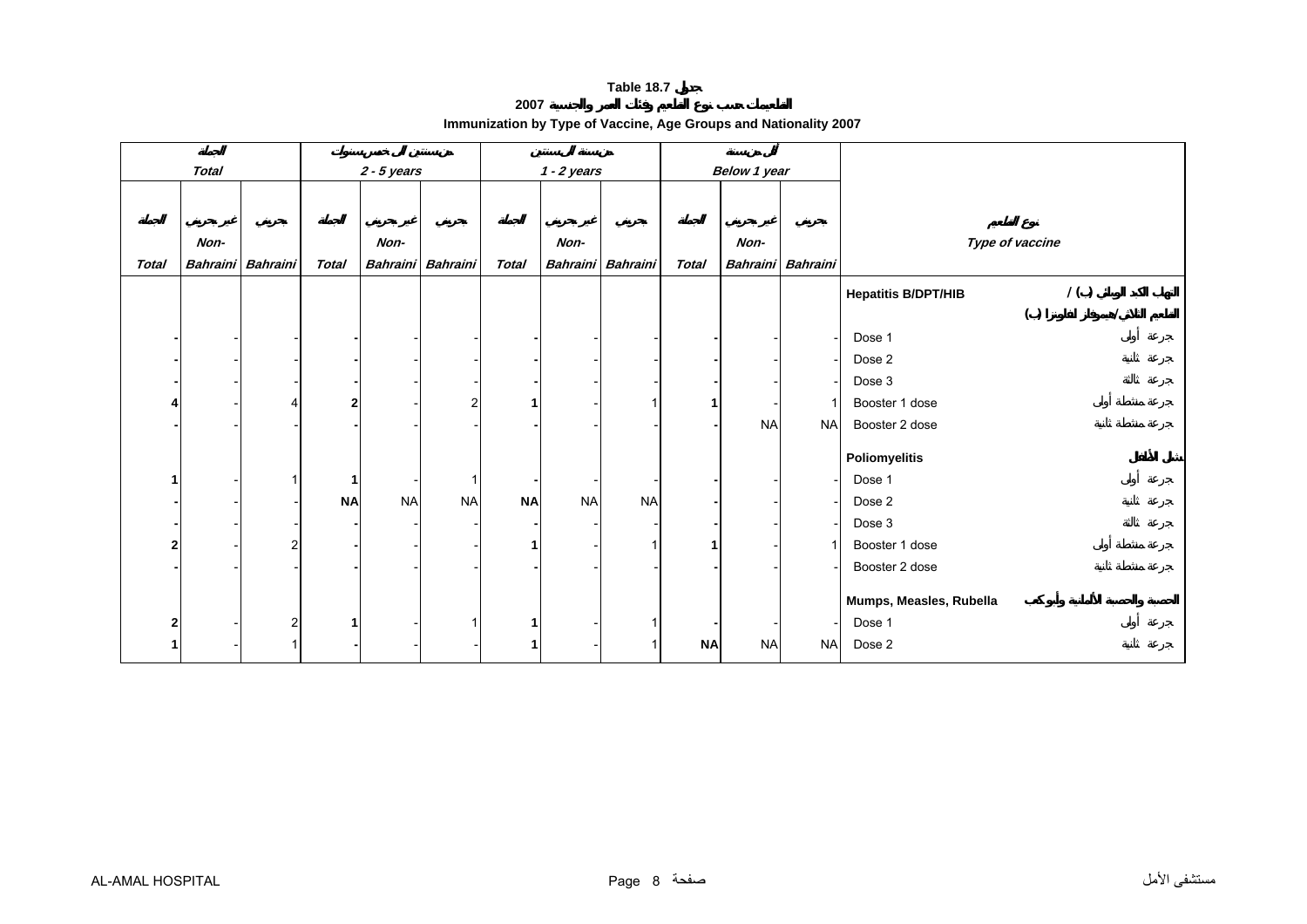**Table 18.7 جدول**

**التطعيمات حسب نوع التطعيم وفئات العمر والجنسية 2007**

**Immunization by Type of Vaccine, Age Groups and Nationality 2007**

| الجملة *Total* | | | من سنتين إلى خمس سنوات *2 - 5 years* | | | من سنة إلى سنتين *1 - 2 years* | | | أقل من سنة *Below 1 year* | | | نوع التطعيم *Type of vaccine* | |
|---|---|---|---|---|---|---|---|---|---|---|---|---|---|
| الجملة *Total* | غير بحريني *Non-Bahraini* | بحريني *Bahraini* | الجملة *Total* | غير بحريني *Non-Bahraini* | بحريني *Bahraini* | الجملة *Total* | غير بحريني *Non-Bahraini* | بحريني *Bahraini* | الجملة *Total* | غير بحريني *Non-Bahraini* | بحريني *Bahraini* | | |
| | | | | | | | | | | | | **Hepatitis B/DPT/HIB** | التهاب الكبد الوبائي (ب) / المعلم الثلاثي/هيموفلزانزا (ب) |
| - | - | - | - | - | - | - | - | - | - | - | - | Dose 1 | جرعة أولى |
| - | - | - | - | - | - | - | - | - | - | - | - | Dose 2 | جرعة ثانية |
| - | - | - | - | - | - | - | - | - | - | - | - | Dose 3 | جرعة ثالثة |
| 4 | - | 4 | 2 | - | 2 | 1 | - | 1 | 1 | - | 1 | Booster 1 dose | جرعة منشطة أولى |
| - | - | - | - | - | - | - | - | - | - | NA | NA | Booster 2 dose | جرعة منشطة ثانية |
| | | | | | | | | | | | | **Poliomyelitis** | شلل الأطفال |
| 1 | - | 1 | 1 | - | 1 | - | - | - | - | - | - | Dose 1 | جرعة أولى |
| - | - | - | NA | NA | NA | NA | NA | NA | - | - | - | Dose 2 | جرعة ثانية |
| - | - | - | - | - | - | - | - | - | - | - | - | Dose 3 | جرعة ثالثة |
| 2 | - | 2 | - | - | - | 1 | - | 1 | 1 | - | 1 | Booster 1 dose | جرعة منشطة أولى |
| - | - | - | - | - | - | - | - | - | - | - | - | Booster 2 dose | جرعة منشطة ثانية |
| | | | | | | | | | | | | **Mumps, Measles, Rubella** | الحصبة والحصبة الألمانية وأبو كعب |
| 2 | - | 2 | 1 | - | 1 | 1 | - | 1 | - | - | - | Dose 1 | جرعة أولى |
| 1 | - | 1 | - | - | - | 1 | - | 1 | NA | NA | NA | Dose 2 | جرعة ثانية |

AL-AMAL HOSPITAL مستشفى الأمل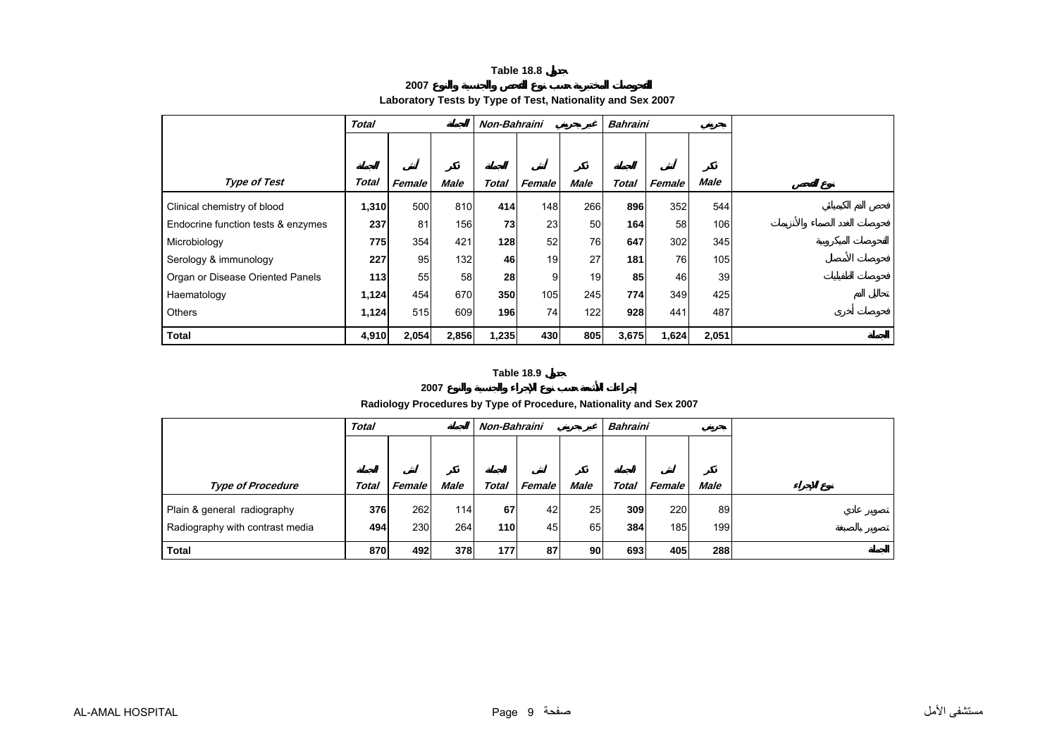# Table 18.8 جدول

## 2007 الفحوصات المختبرية حسب نوع الفحص والجنسية والنوع

## Laboratory Tests by Type of Test, Nationality and Sex 2007

| | Total | | الجملة | Non-Bahraini | | غير بحريني | Bahraini | | بحريني | |
|---|---|---|---|---|---|---|---|---|---|---|
| | الجملة | أنثى | ذكر | الجملة | أنثى | ذكر | الجملة | أنثى | ذكر | |
| **Type of Test** | **Total** | **Female** | **Male** | **Total** | **Female** | **Male** | **Total** | **Female** | **Male** | **نوع الفحص** |
| Clinical chemistry of blood | **1,310** | 500 | 810 | **414** | 148 | 266 | **896** | 352 | 544 | فحص الدم الكيميائي |
| Endocrine function tests & enzymes | **237** | 81 | 156 | **73** | 23 | 50 | **164** | 58 | 106 | فحوصات الغدد الصماء والأنزيمات |
| Microbiology | **775** | 354 | 421 | **128** | 52 | 76 | **647** | 302 | 345 | الفحوصات الميكروبية |
| Serology & immunology | **227** | 95 | 132 | **46** | 19 | 27 | **181** | 76 | 105 | فحوصات الأمصال |
| Organ or Disease Oriented Panels | **113** | 55 | 58 | **28** | 9 | 19 | **85** | 46 | 39 | فحوصات الطفيليات |
| Haematology | **1,124** | 454 | 670 | **350** | 105 | 245 | **774** | 349 | 425 | تحاليل الدم |
| Others | **1,124** | 515 | 609 | **196** | 74 | 122 | **928** | 441 | 487 | فحوصات أخرى |
| **Total** | **4,910** | **2,054** | **2,856** | **1,235** | **430** | **805** | **3,675** | **1,624** | **2,051** | **الجملة** |

# Table 18.9 جدول

## 2007 إجراءات الأشعة حسب نوع الإجراء والجنسية والنوع

## Radiology Procedures by Type of Procedure, Nationality and Sex 2007

| | Total | | الجملة | Non-Bahraini | | غير بحريني | Bahraini | | بحريني | |
|---|---|---|---|---|---|---|---|---|---|---|
| | الجملة | أنثى | ذكر | الجملة | أنثى | ذكر | الجملة | أنثى | ذكر | |
| **Type of Procedure** | **Total** | **Female** | **Male** | **Total** | **Female** | **Male** | **Total** | **Female** | **Male** | **نوع الإجراء** |
| Plain & general radiography | **376** | 262 | 114 | **67** | 42 | 25 | **309** | 220 | 89 | تصوير عادي |
| Radiography with contrast media | **494** | 230 | 264 | **110** | 45 | 65 | **384** | 185 | 199 | تصوير بالصبغة |
| **Total** | **870** | **492** | **378** | **177** | **87** | **90** | **693** | **405** | **288** | **الجملة** |

AL-AMAL HOSPITAL مستشفى الأمل